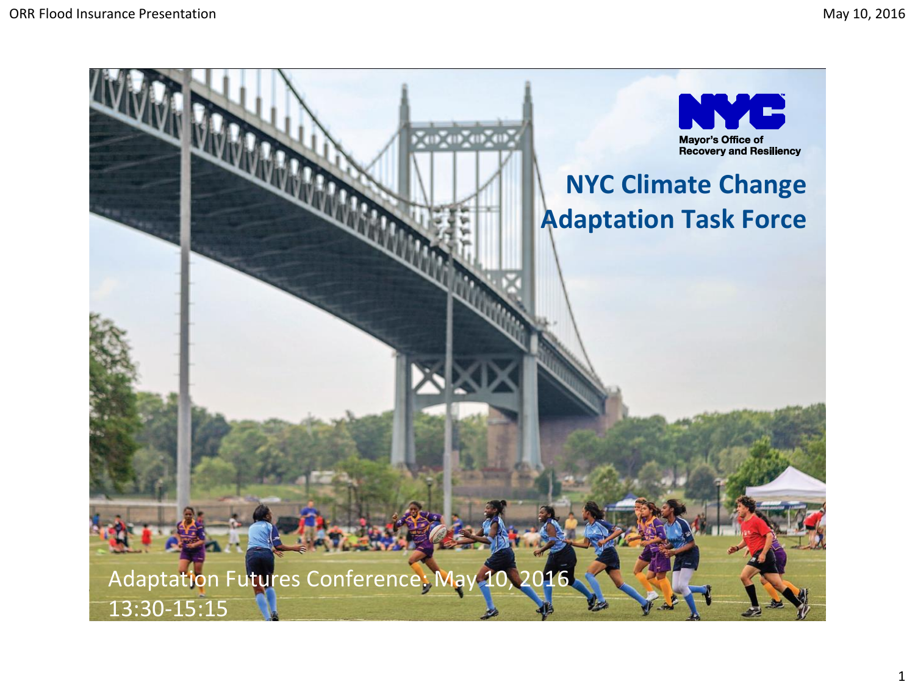Mayor's Office of Recovery and Resiliency

# NYC Climate Change Adaptation Task Force

Adaptation Futures Conference: May 10, 2016
13:30-15:15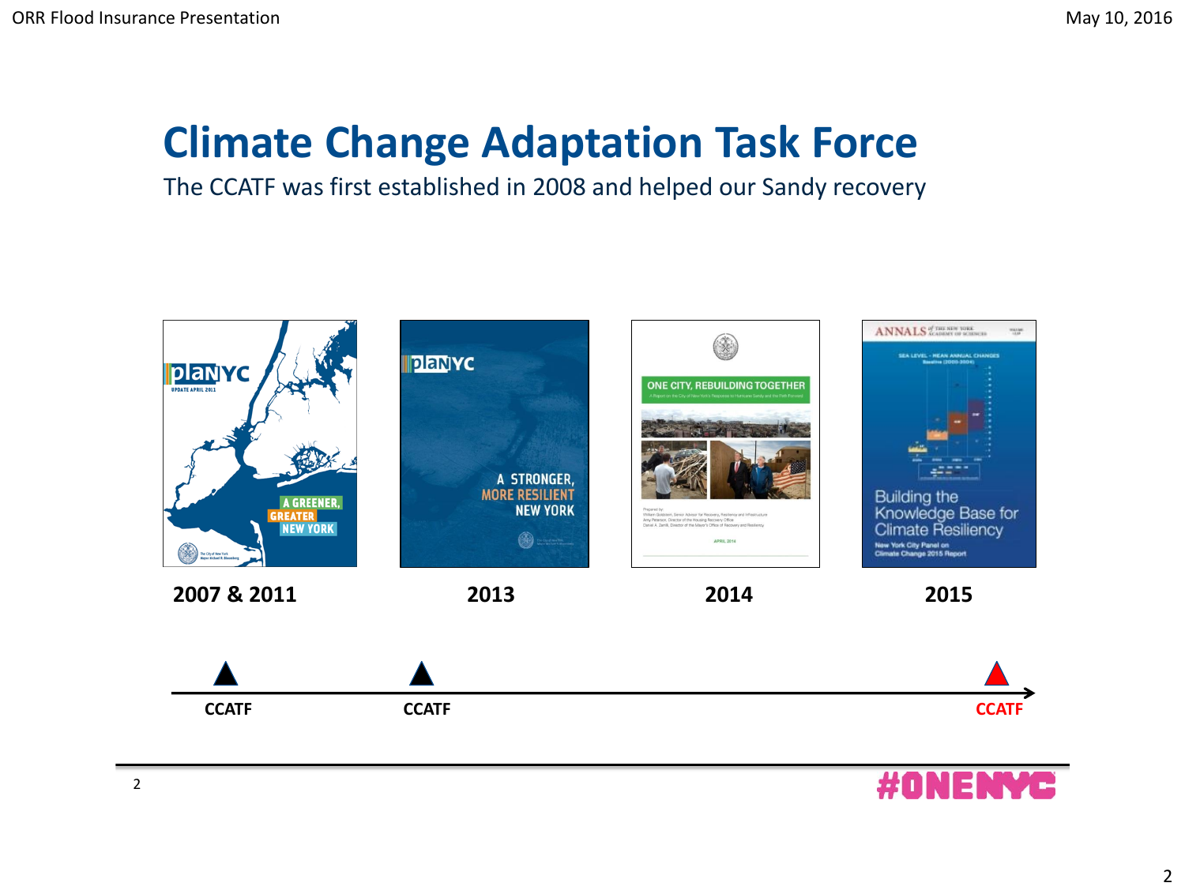# Climate Change Adaptation Task Force

The CCATF was first established in 2008 and helped our Sandy recovery

**2007 & 2011** | **2013** | **2014** | **2015**

**CCATF** | **CCATF** | **CCATF**

#ONENYC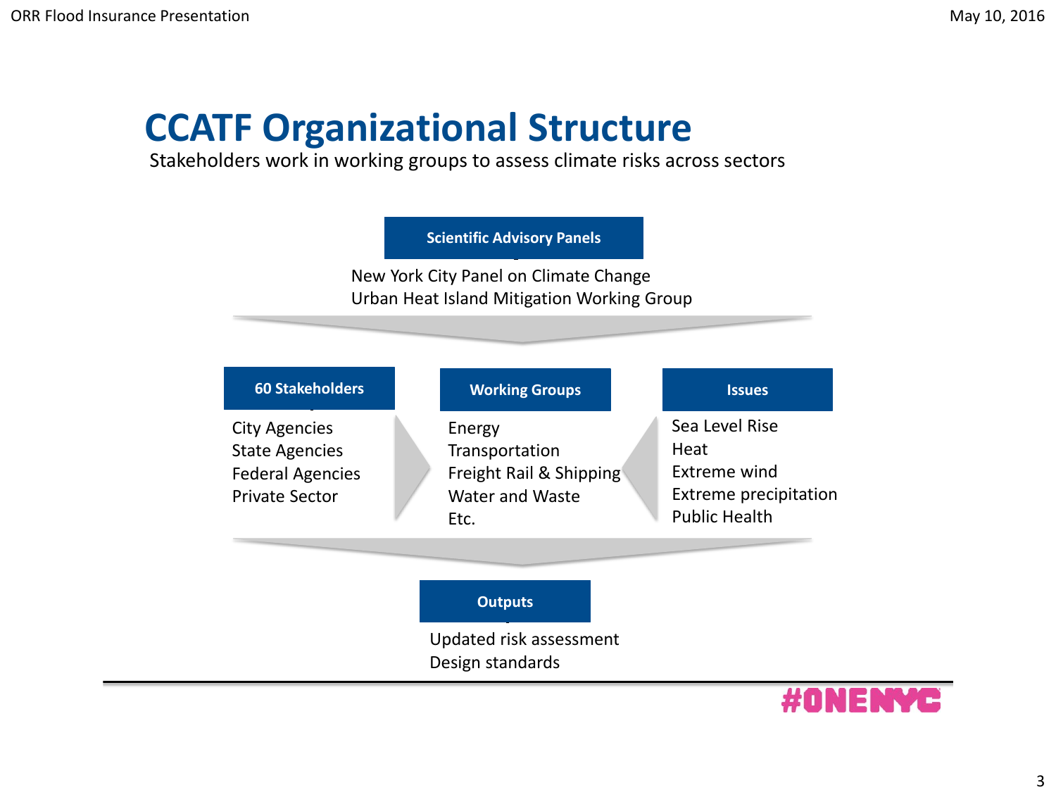# CCATF Organizational Structure

Stakeholders work in working groups to assess climate risks across sectors

**Scientific Advisory Panels**

New York City Panel on Climate Change
Urban Heat Island Mitigation Working Group

**60 Stakeholders**

City Agencies
State Agencies
Federal Agencies
Private Sector

**Working Groups**

Energy
Transportation
Freight Rail & Shipping
Water and Waste
Etc.

**Issues**

Sea Level Rise
Heat
Extreme wind
Extreme precipitation
Public Health

**Outputs**

Updated risk assessment
Design standards

#ONENYC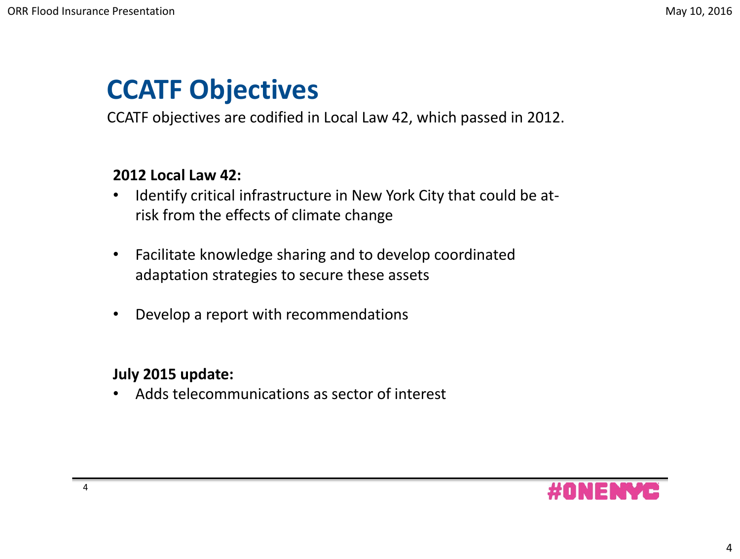# CCATF Objectives

CCATF objectives are codified in Local Law 42, which passed in 2012.

**2012 Local Law 42:**

- Identify critical infrastructure in New York City that could be at-risk from the effects of climate change
- Facilitate knowledge sharing and to develop coordinated adaptation strategies to secure these assets
- Develop a report with recommendations

**July 2015 update:**

- Adds telecommunications as sector of interest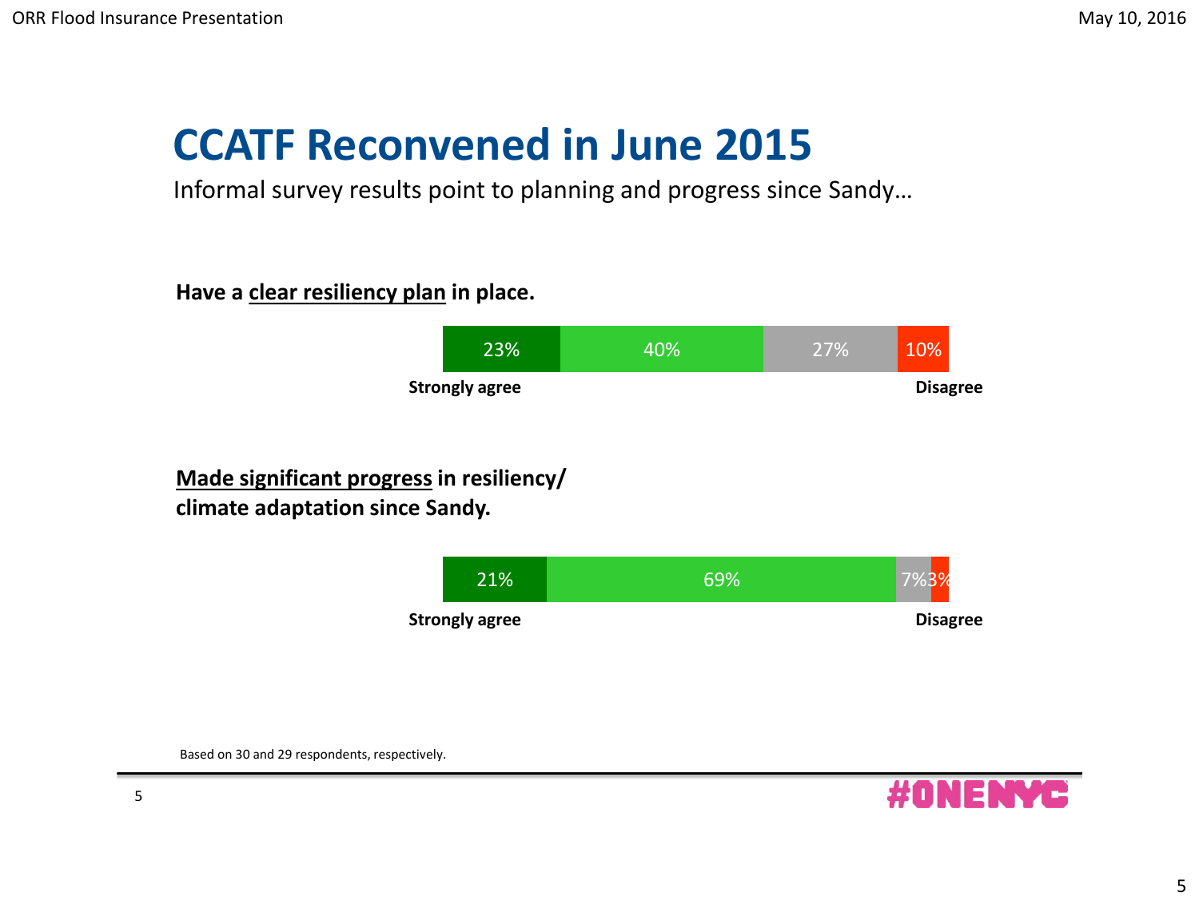# CCATF Reconvened in June 2015

Informal survey results point to planning and progress since Sandy…

**Have a clear resiliency plan in place.**

| Strongly agree | | | Disagree |
|---|---|---|---|
| 23% | 40% | 27% | 10% |

**Made significant progress in resiliency/ climate adaptation since Sandy.**

| Strongly agree | | | Disagree |
|---|---|---|---|
| 21% | 69% | 7% | 3% |

Based on 30 and 29 respondents, respectively.

#ONENYC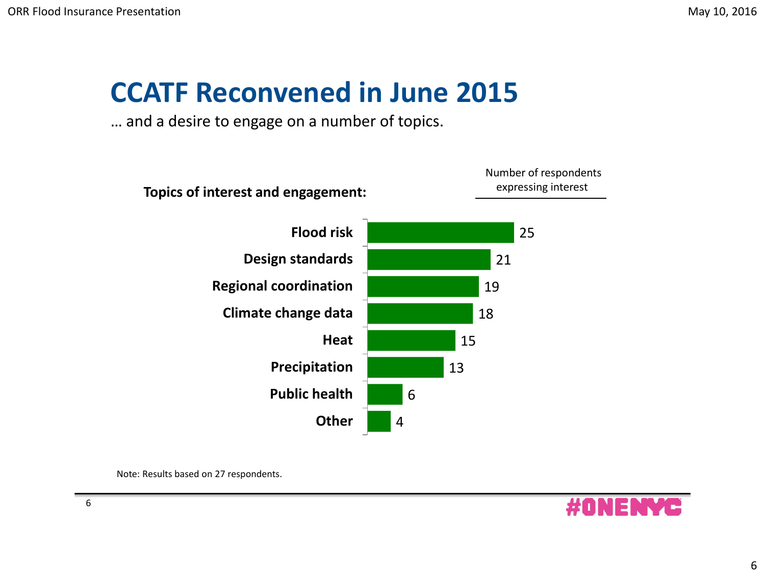# CCATF Reconvened in June 2015

… and a desire to engage on a number of topics.

**Topics of interest and engagement:**

| Topic | Number of respondents expressing interest |
|---|---|
| Flood risk | 25 |
| Design standards | 21 |
| Regional coordination | 19 |
| Climate change data | 18 |
| Heat | 15 |
| Precipitation | 13 |
| Public health | 6 |
| Other | 4 |

Note: Results based on 27 respondents.

#ONENYC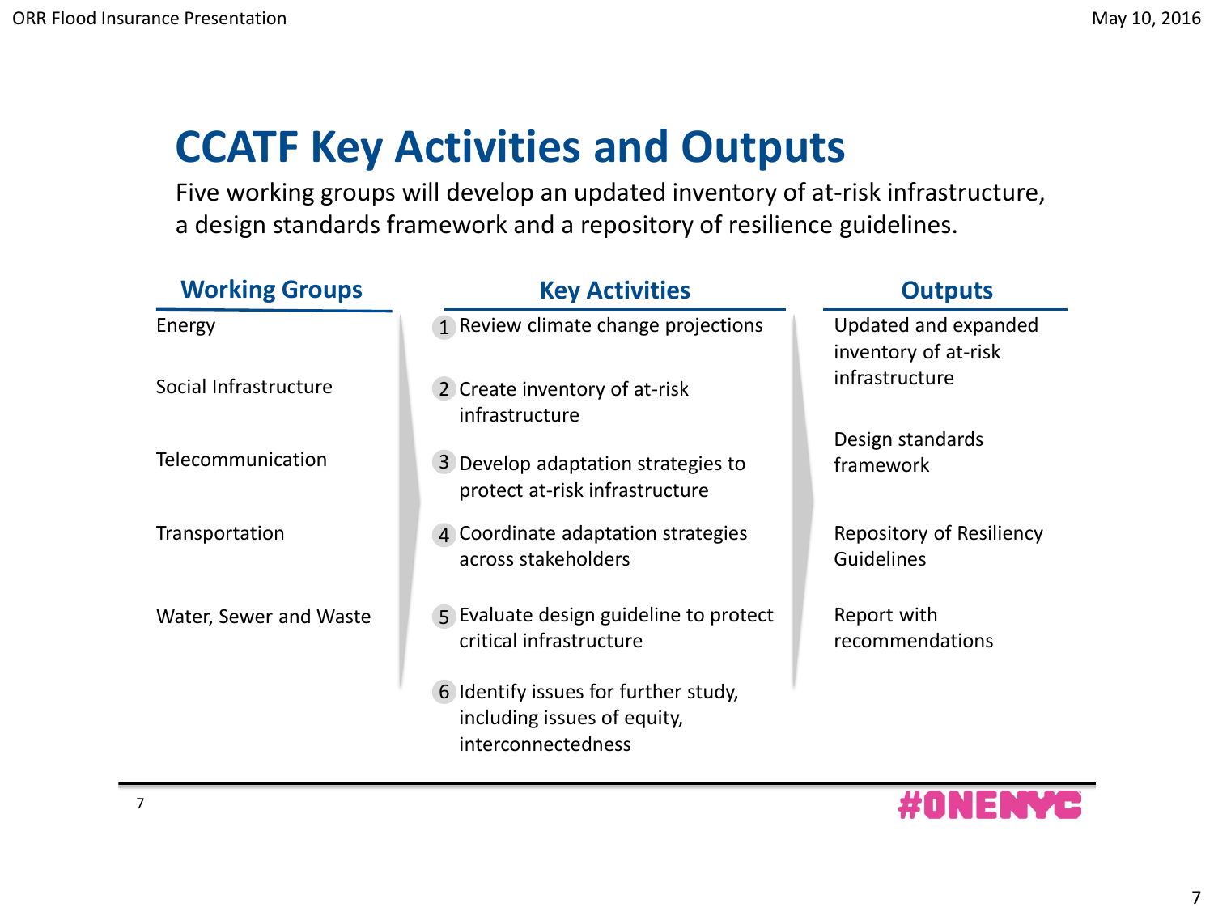# CCATF Key Activities and Outputs

Five working groups will develop an updated inventory of at-risk infrastructure, a design standards framework and a repository of resilience guidelines.

| Working Groups | Key Activities | Outputs |
| --- | --- | --- |
| Energy | 1 Review climate change projections | Updated and expanded inventory of at-risk infrastructure |
| Social Infrastructure | 2 Create inventory of at-risk infrastructure | |
| Telecommunication | 3 Develop adaptation strategies to protect at-risk infrastructure | Design standards framework |
| Transportation | 4 Coordinate adaptation strategies across stakeholders | Repository of Resiliency Guidelines |
| Water, Sewer and Waste | 5 Evaluate design guideline to protect critical infrastructure | Report with recommendations |
| | 6 Identify issues for further study, including issues of equity, interconnectedness | |

#ONENYC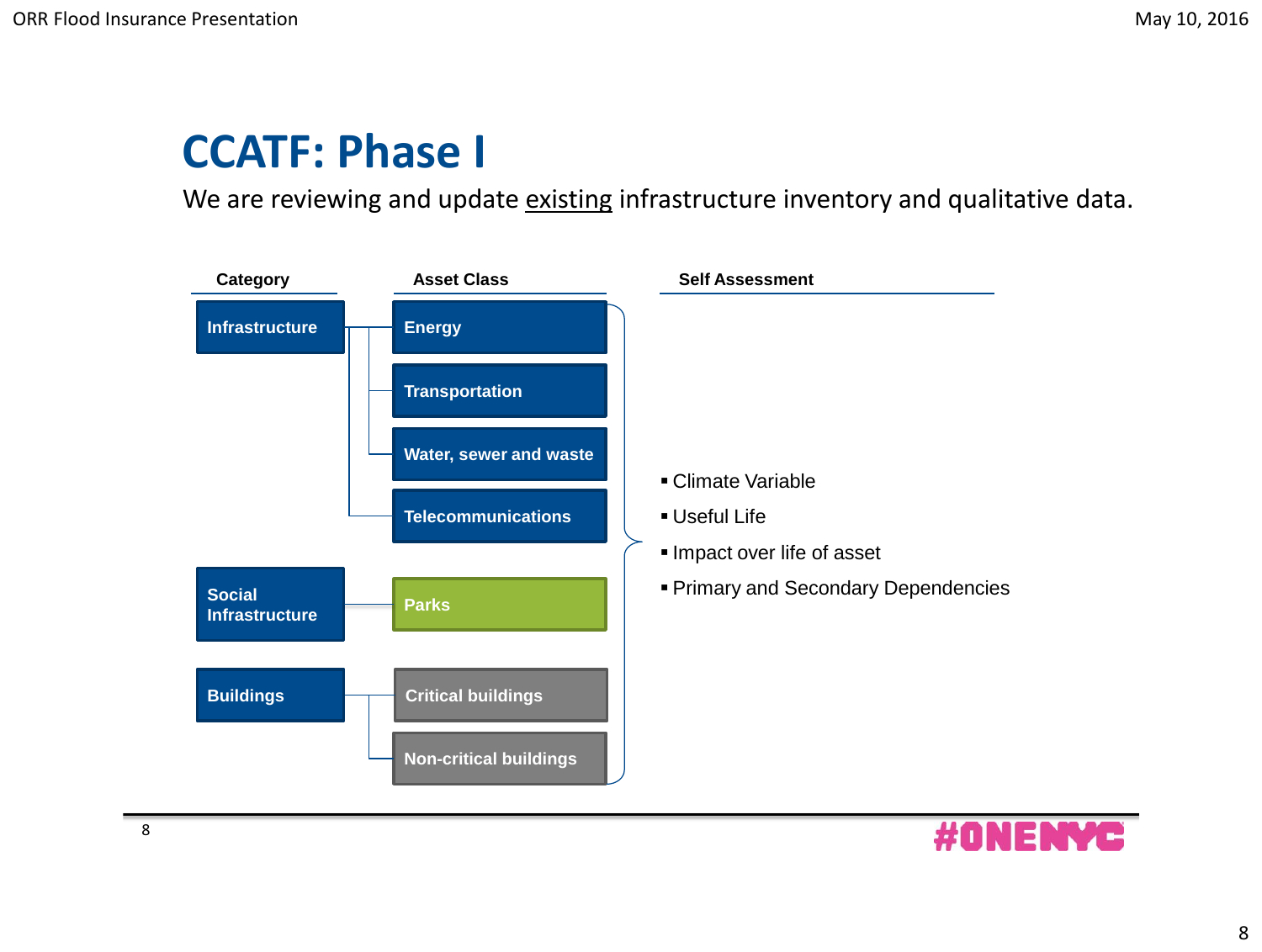# CCATF: Phase I

We are reviewing and update existing infrastructure inventory and qualitative data.

| Category | Asset Class | Self Assessment |
| --- | --- | --- |
| Infrastructure | Energy | |
| | Transportation | |
| | Water, sewer and waste | |
| | Telecommunications | |
| Social Infrastructure | Parks | |
| Buildings | Critical buildings | |
| | Non-critical buildings | |

Self Assessment (applies to all asset classes):

- Climate Variable
- Useful Life
- Impact over life of asset
- Primary and Secondary Dependencies

#ONENYC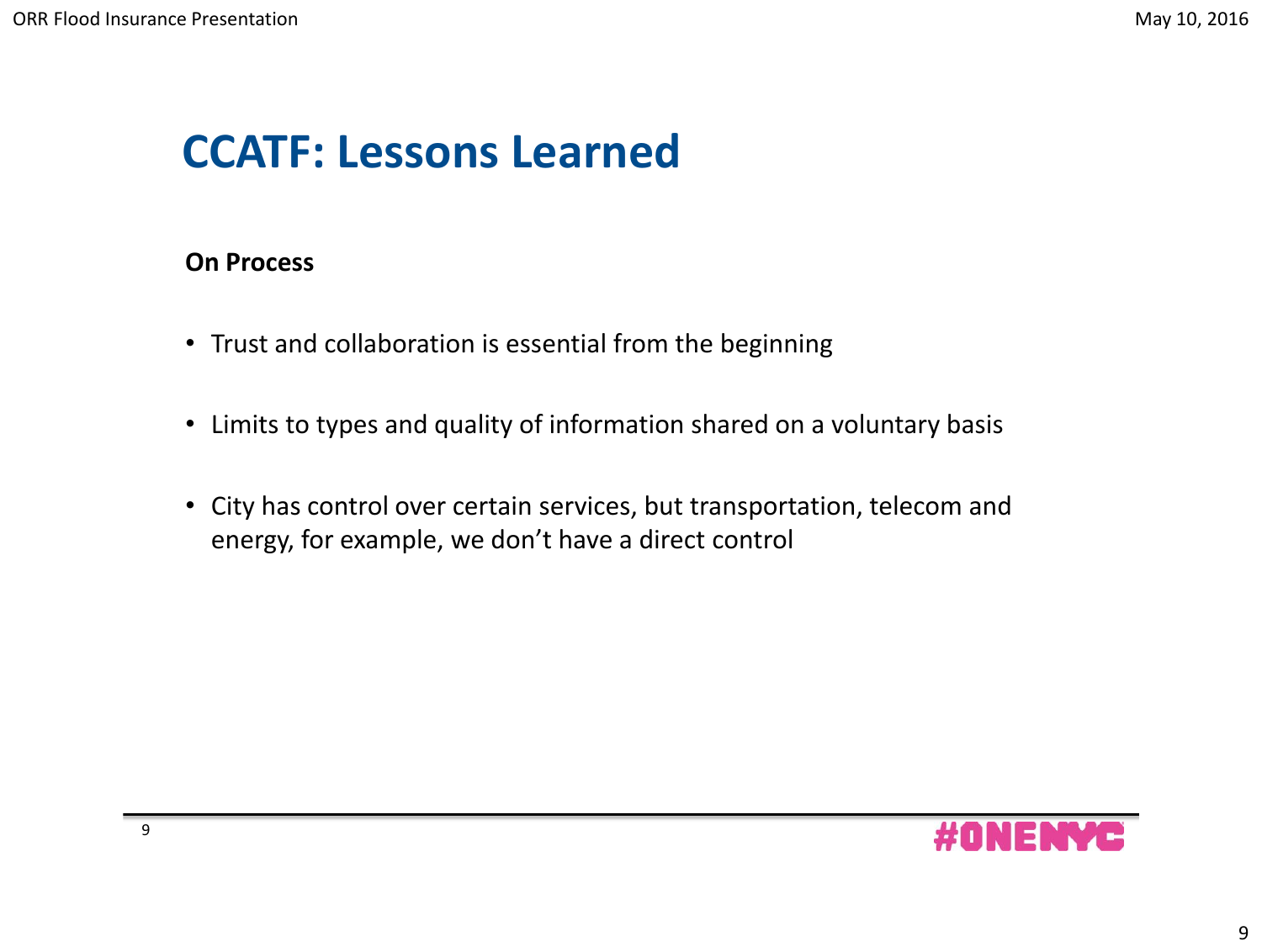# CCATF: Lessons Learned

**On Process**

- Trust and collaboration is essential from the beginning
- Limits to types and quality of information shared on a voluntary basis
- City has control over certain services, but transportation, telecom and energy, for example, we don't have a direct control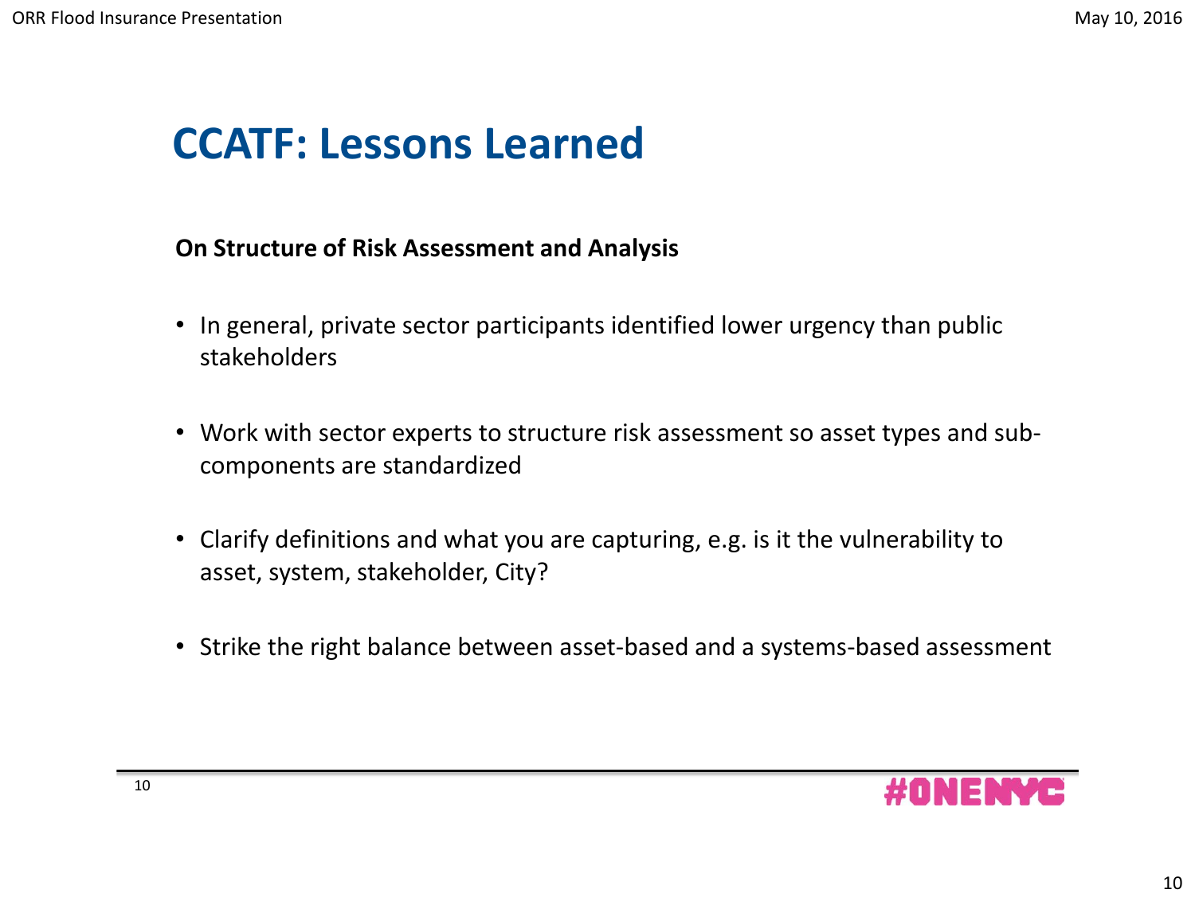# CCATF: Lessons Learned

**On Structure of Risk Assessment and Analysis**

- In general, private sector participants identified lower urgency than public stakeholders
- Work with sector experts to structure risk assessment so asset types and sub-components are standardized
- Clarify definitions and what you are capturing, e.g. is it the vulnerability to asset, system, stakeholder, City?
- Strike the right balance between asset-based and a systems-based assessment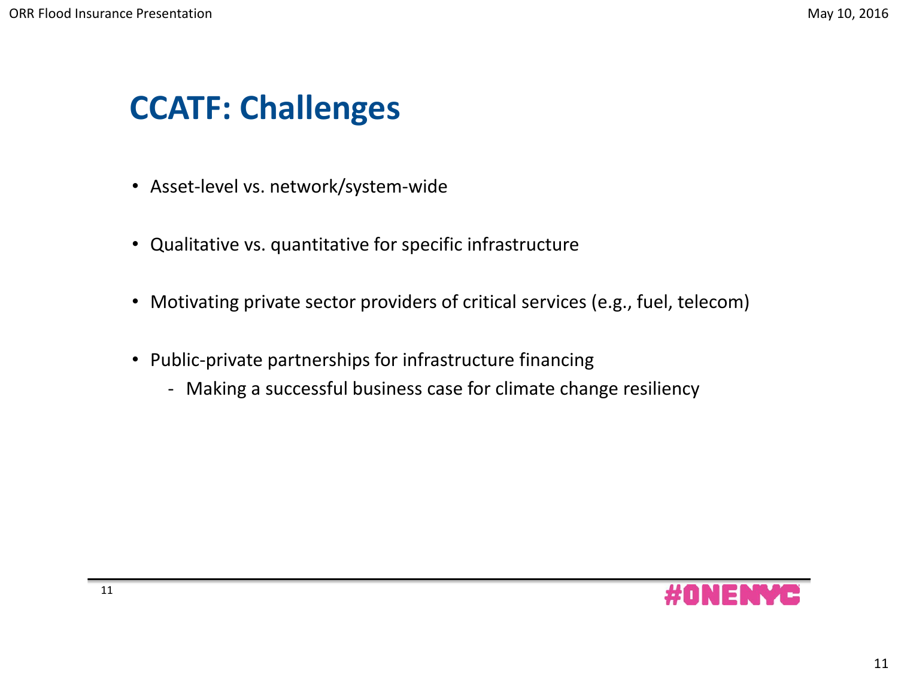# CCATF: Challenges

- Asset-level vs. network/system-wide
- Qualitative vs. quantitative for specific infrastructure
- Motivating private sector providers of critical services (e.g., fuel, telecom)
- Public-private partnerships for infrastructure financing
  - Making a successful business case for climate change resiliency

#ONENYC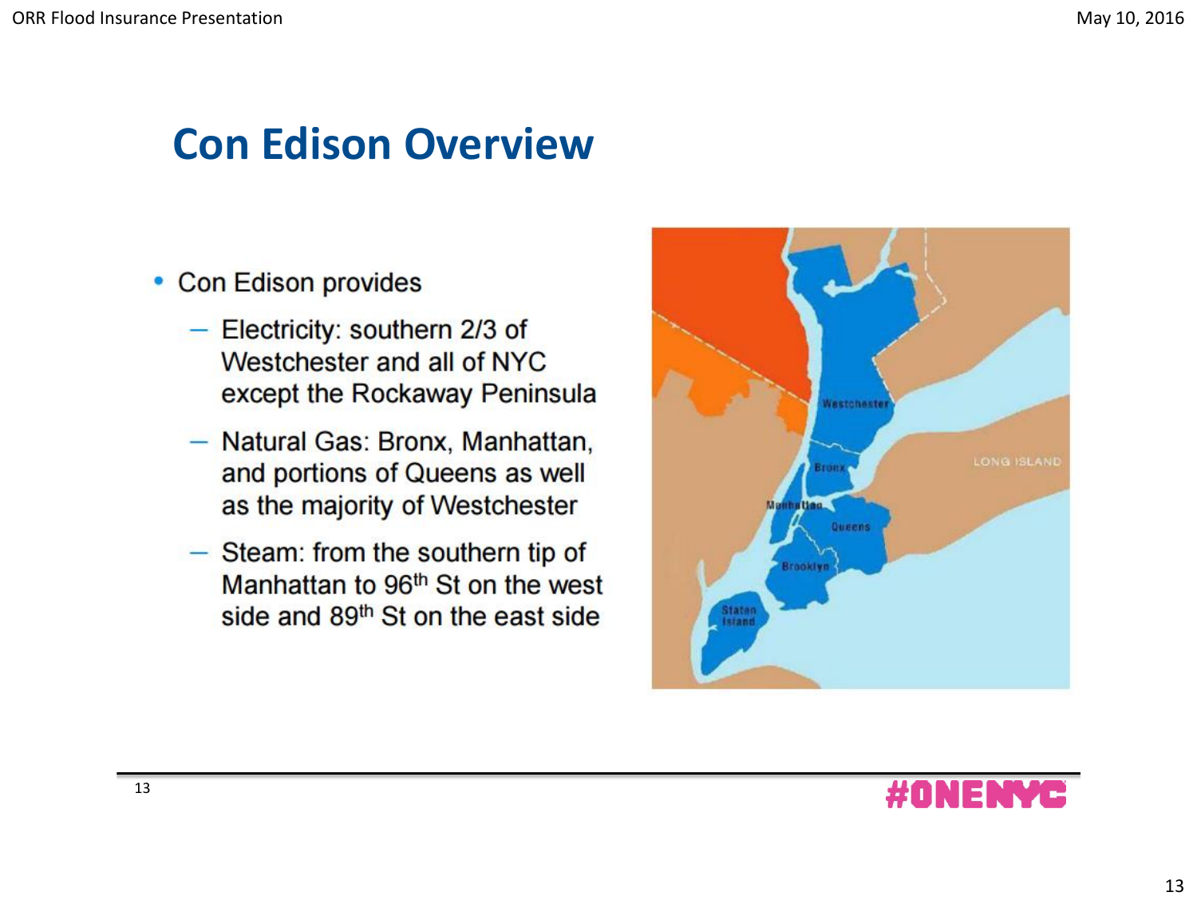# Con Edison Overview

- Con Edison provides
  - Electricity: southern 2/3 of Westchester and all of NYC except the Rockaway Peninsula
  - Natural Gas: Bronx, Manhattan, and portions of Queens as well as the majority of Westchester
  - Steam: from the southern tip of Manhattan to 96th St on the west side and 89th St on the east side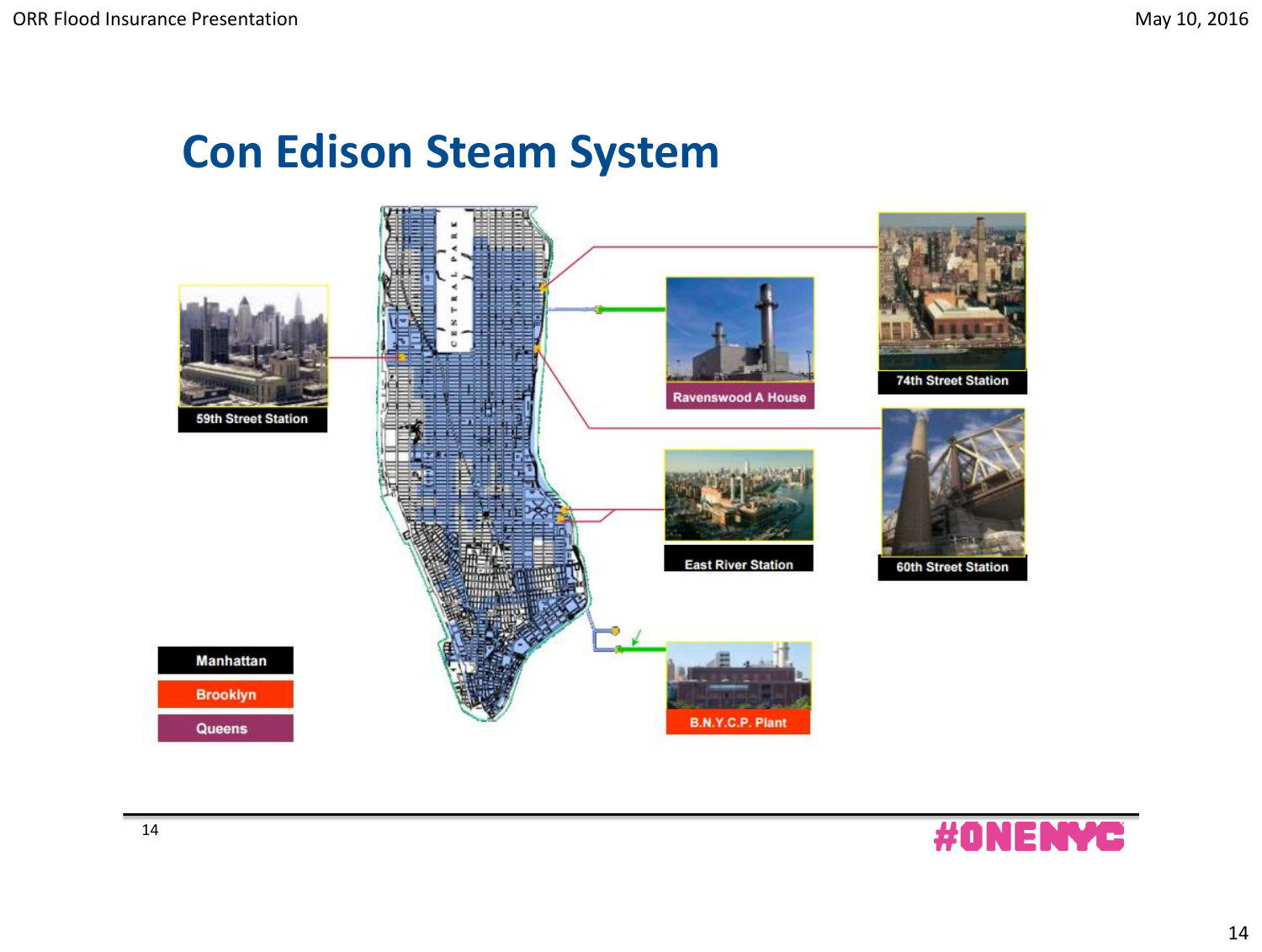# Con Edison Steam System

59th Street Station

Ravenswood A House

74th Street Station

60th Street Station

East River Station

B.N.Y.C.P. Plant

- Manhattan
- Brooklyn
- Queens

#ONENYC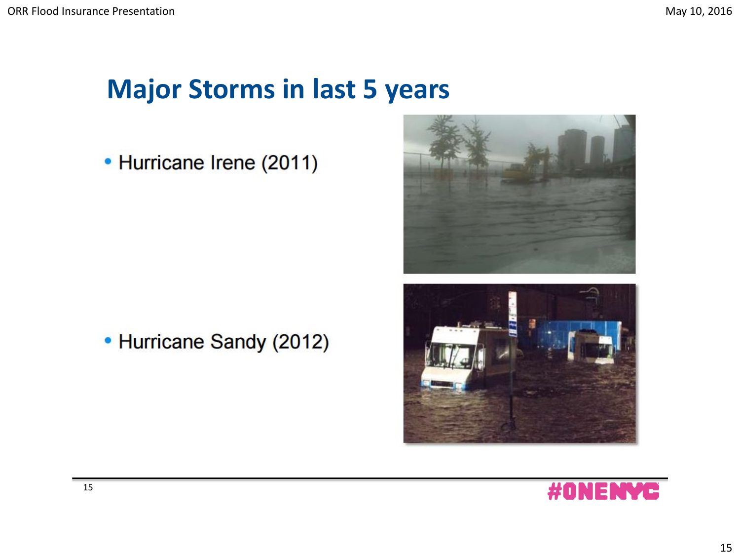# Major Storms in last 5 years

- Hurricane Irene (2011)
- Hurricane Sandy (2012)

#ONENYC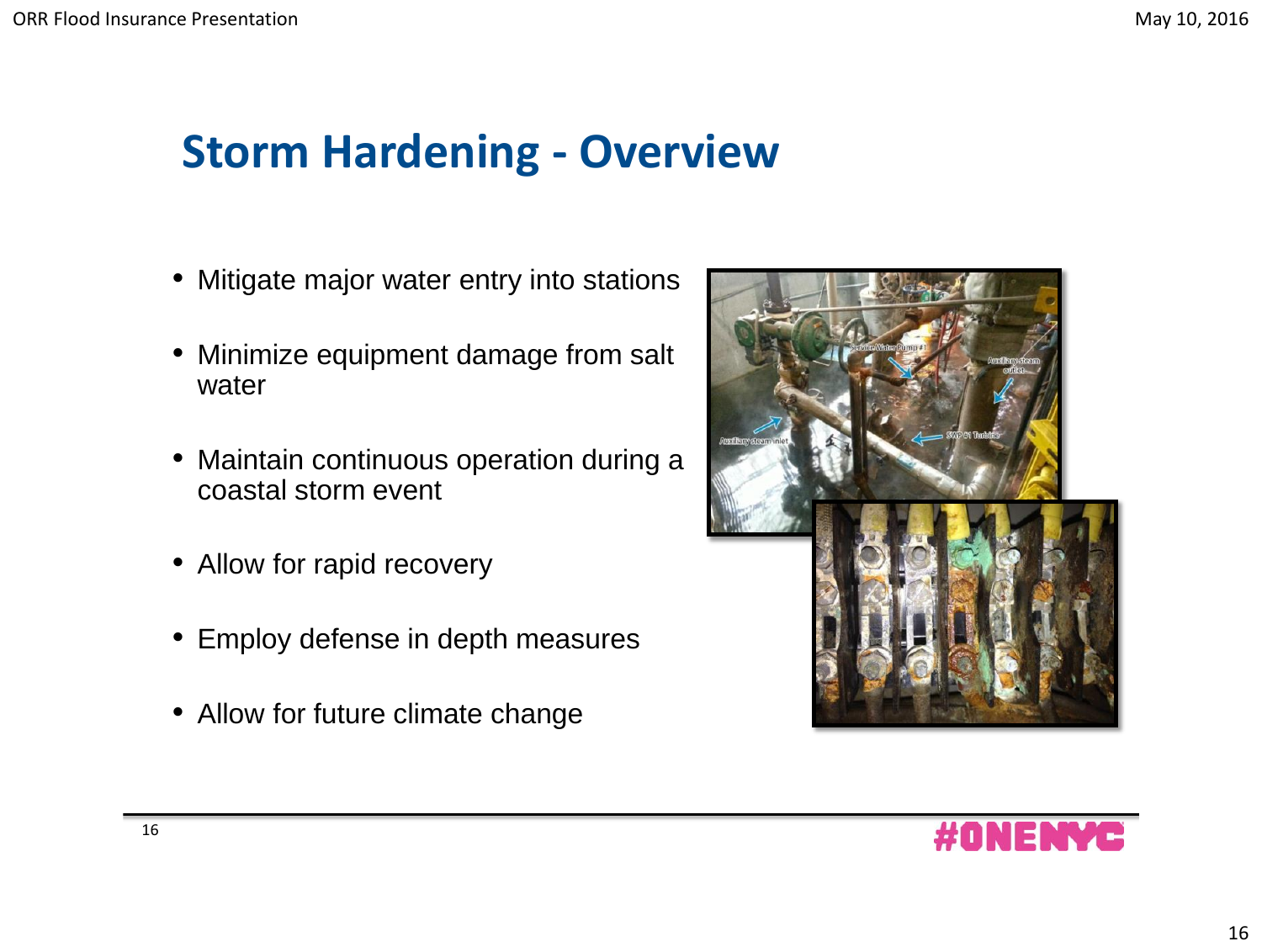# Storm Hardening - Overview

- Mitigate major water entry into stations
- Minimize equipment damage from salt water
- Maintain continuous operation during a coastal storm event
- Allow for rapid recovery
- Employ defense in depth measures
- Allow for future climate change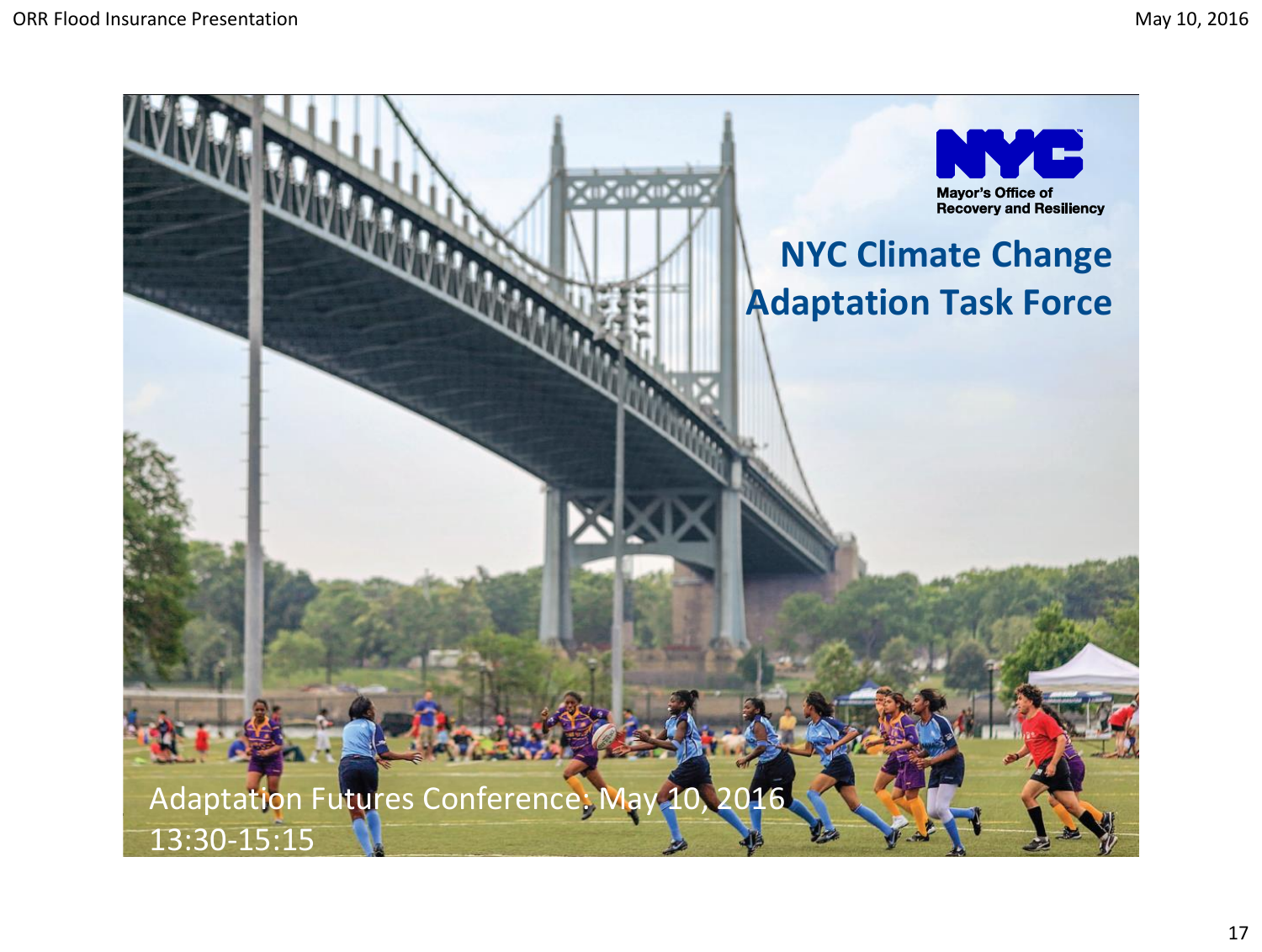Mayor's Office of Recovery and Resiliency

# NYC Climate Change Adaptation Task Force

Adaptation Futures Conference: May 10, 2016
13:30-15:15